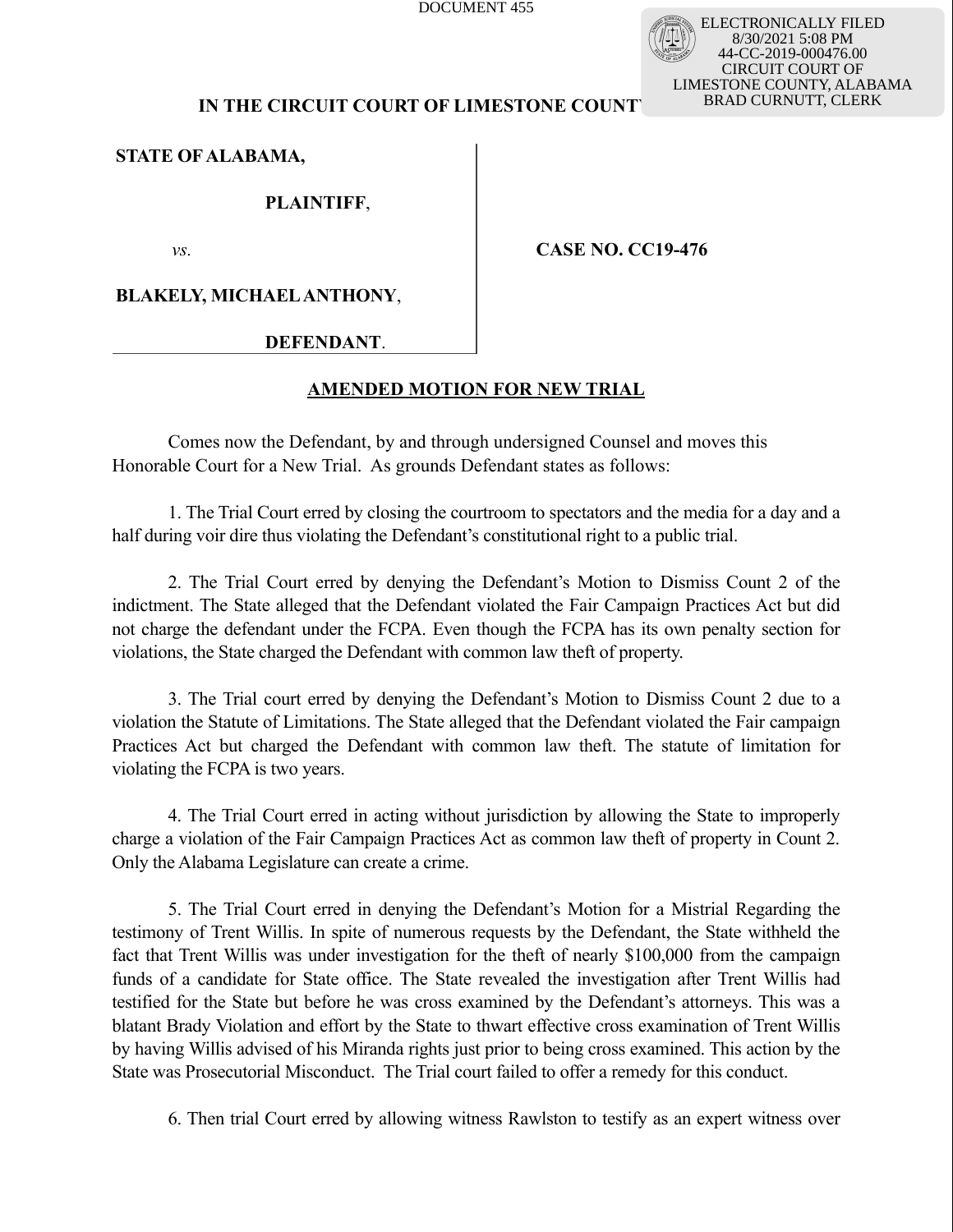DOCUMENT 455

ELECTRONICALLY FILED
8/30/2021 5:08 PM
44-CC-2019-000476.00
CIRCUIT COURT OF
LIMESTONE COUNTY, ALABAMA
BRAD CURNUTT, CLERK

**IN THE CIRCUIT COURT OF LIMESTONE COUNTY**

**STATE OF ALABAMA,**

**PLAINTIFF**,

*vs*.

**BLAKELY, MICHAEL ANTHONY**,

**DEFENDANT**.

**CASE NO. CC19-476**

**AMENDED MOTION FOR NEW TRIAL**

Comes now the Defendant, by and through undersigned Counsel and moves this Honorable Court for a New Trial. As grounds Defendant states as follows:

1. The Trial Court erred by closing the courtroom to spectators and the media for a day and a half during voir dire thus violating the Defendant's constitutional right to a public trial.

2. The Trial Court erred by denying the Defendant's Motion to Dismiss Count 2 of the indictment. The State alleged that the Defendant violated the Fair Campaign Practices Act but did not charge the defendant under the FCPA. Even though the FCPA has its own penalty section for violations, the State charged the Defendant with common law theft of property.

3. The Trial court erred by denying the Defendant's Motion to Dismiss Count 2 due to a violation the Statute of Limitations. The State alleged that the Defendant violated the Fair campaign Practices Act but charged the Defendant with common law theft. The statute of limitation for violating the FCPA is two years.

4. The Trial Court erred in acting without jurisdiction by allowing the State to improperly charge a violation of the Fair Campaign Practices Act as common law theft of property in Count 2. Only the Alabama Legislature can create a crime.

5. The Trial Court erred in denying the Defendant's Motion for a Mistrial Regarding the testimony of Trent Willis. In spite of numerous requests by the Defendant, the State withheld the fact that Trent Willis was under investigation for the theft of nearly $100,000 from the campaign funds of a candidate for State office. The State revealed the investigation after Trent Willis had testified for the State but before he was cross examined by the Defendant's attorneys. This was a blatant Brady Violation and effort by the State to thwart effective cross examination of Trent Willis by having Willis advised of his Miranda rights just prior to being cross examined. This action by the State was Prosecutorial Misconduct. The Trial court failed to offer a remedy for this conduct.

6. Then trial Court erred by allowing witness Rawlston to testify as an expert witness over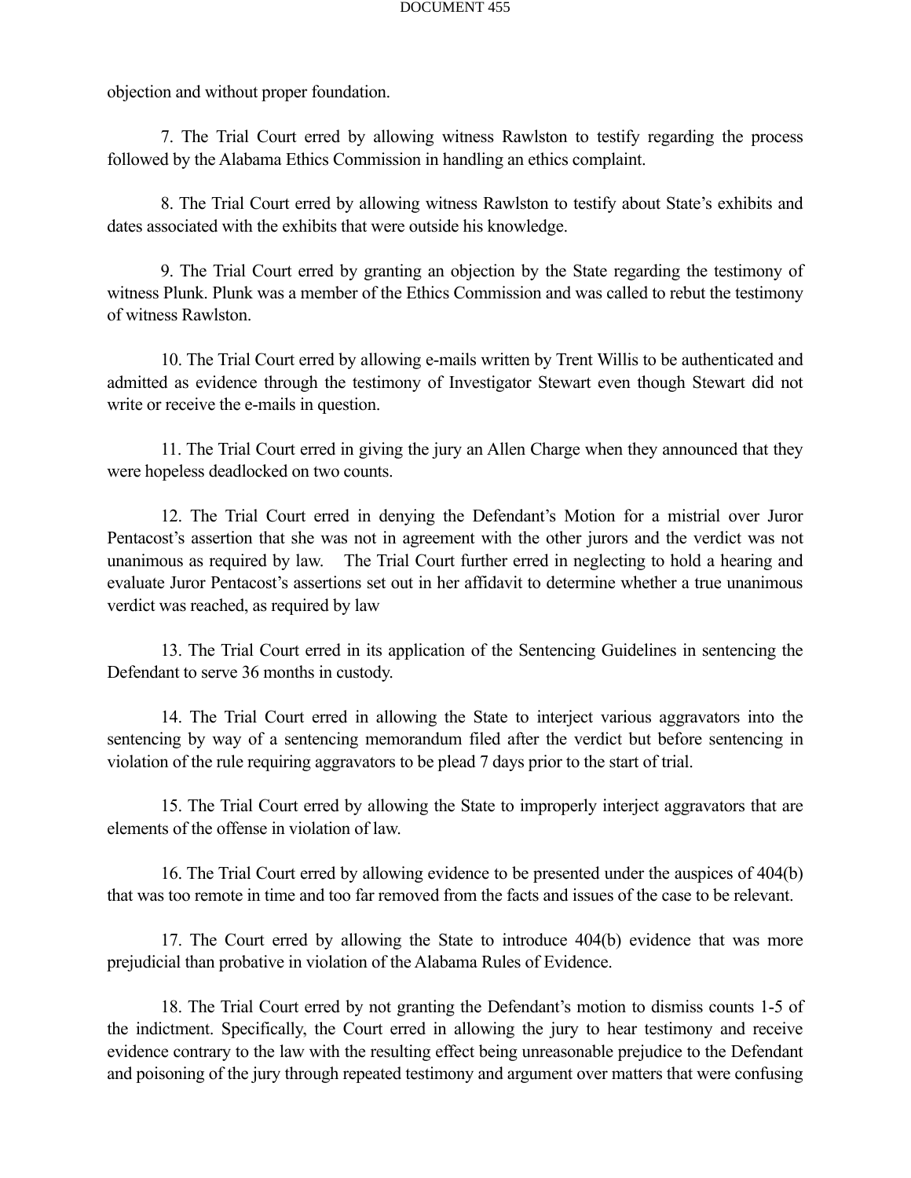objection and without proper foundation.

7. The Trial Court erred by allowing witness Rawlston to testify regarding the process followed by the Alabama Ethics Commission in handling an ethics complaint.

8. The Trial Court erred by allowing witness Rawlston to testify about State's exhibits and dates associated with the exhibits that were outside his knowledge.

9. The Trial Court erred by granting an objection by the State regarding the testimony of witness Plunk. Plunk was a member of the Ethics Commission and was called to rebut the testimony of witness Rawlston.

10. The Trial Court erred by allowing e-mails written by Trent Willis to be authenticated and admitted as evidence through the testimony of Investigator Stewart even though Stewart did not write or receive the e-mails in question.

11. The Trial Court erred in giving the jury an Allen Charge when they announced that they were hopeless deadlocked on two counts.

12. The Trial Court erred in denying the Defendant's Motion for a mistrial over Juror Pentacost's assertion that she was not in agreement with the other jurors and the verdict was not unanimous as required by law. The Trial Court further erred in neglecting to hold a hearing and evaluate Juror Pentacost's assertions set out in her affidavit to determine whether a true unanimous verdict was reached, as required by law

13. The Trial Court erred in its application of the Sentencing Guidelines in sentencing the Defendant to serve 36 months in custody.

14. The Trial Court erred in allowing the State to interject various aggravators into the sentencing by way of a sentencing memorandum filed after the verdict but before sentencing in violation of the rule requiring aggravators to be plead 7 days prior to the start of trial.

15. The Trial Court erred by allowing the State to improperly interject aggravators that are elements of the offense in violation of law.

16. The Trial Court erred by allowing evidence to be presented under the auspices of 404(b) that was too remote in time and too far removed from the facts and issues of the case to be relevant.

17. The Court erred by allowing the State to introduce 404(b) evidence that was more prejudicial than probative in violation of the Alabama Rules of Evidence.

18. The Trial Court erred by not granting the Defendant's motion to dismiss counts 1-5 of the indictment. Specifically, the Court erred in allowing the jury to hear testimony and receive evidence contrary to the law with the resulting effect being unreasonable prejudice to the Defendant and poisoning of the jury through repeated testimony and argument over matters that were confusing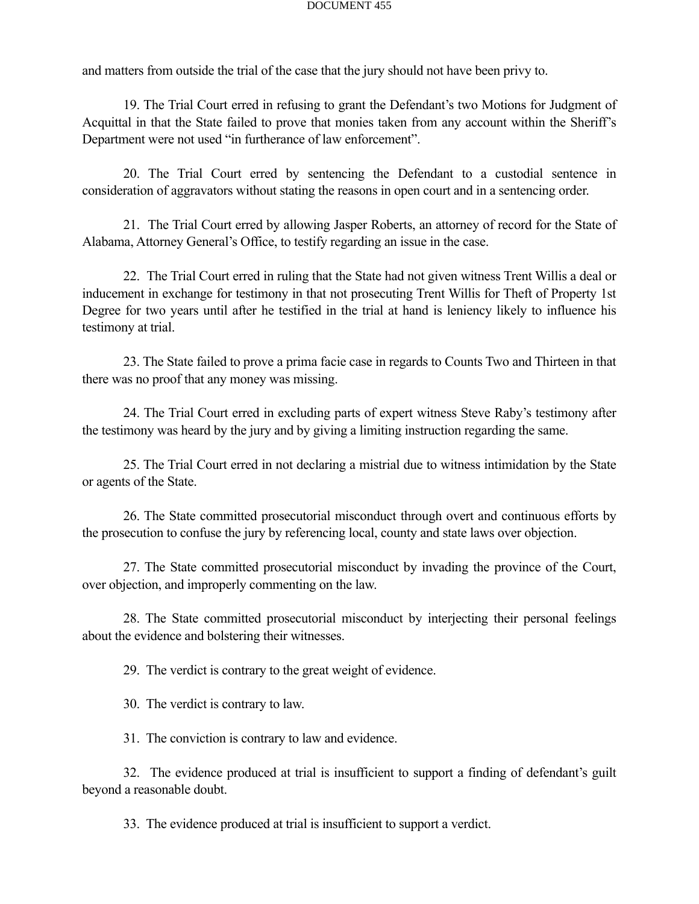and matters from outside the trial of the case that the jury should not have been privy to.

19. The Trial Court erred in refusing to grant the Defendant's two Motions for Judgment of Acquittal in that the State failed to prove that monies taken from any account within the Sheriff's Department were not used "in furtherance of law enforcement".

20. The Trial Court erred by sentencing the Defendant to a custodial sentence in consideration of aggravators without stating the reasons in open court and in a sentencing order.

21. The Trial Court erred by allowing Jasper Roberts, an attorney of record for the State of Alabama, Attorney General's Office, to testify regarding an issue in the case.

22. The Trial Court erred in ruling that the State had not given witness Trent Willis a deal or inducement in exchange for testimony in that not prosecuting Trent Willis for Theft of Property 1st Degree for two years until after he testified in the trial at hand is leniency likely to influence his testimony at trial.

23. The State failed to prove a prima facie case in regards to Counts Two and Thirteen in that there was no proof that any money was missing.

24. The Trial Court erred in excluding parts of expert witness Steve Raby's testimony after the testimony was heard by the jury and by giving a limiting instruction regarding the same.

25. The Trial Court erred in not declaring a mistrial due to witness intimidation by the State or agents of the State.

26. The State committed prosecutorial misconduct through overt and continuous efforts by the prosecution to confuse the jury by referencing local, county and state laws over objection.

27. The State committed prosecutorial misconduct by invading the province of the Court, over objection, and improperly commenting on the law.

28. The State committed prosecutorial misconduct by interjecting their personal feelings about the evidence and bolstering their witnesses.

29. The verdict is contrary to the great weight of evidence.

30. The verdict is contrary to law.

31. The conviction is contrary to law and evidence.

32. The evidence produced at trial is insufficient to support a finding of defendant's guilt beyond a reasonable doubt.

33. The evidence produced at trial is insufficient to support a verdict.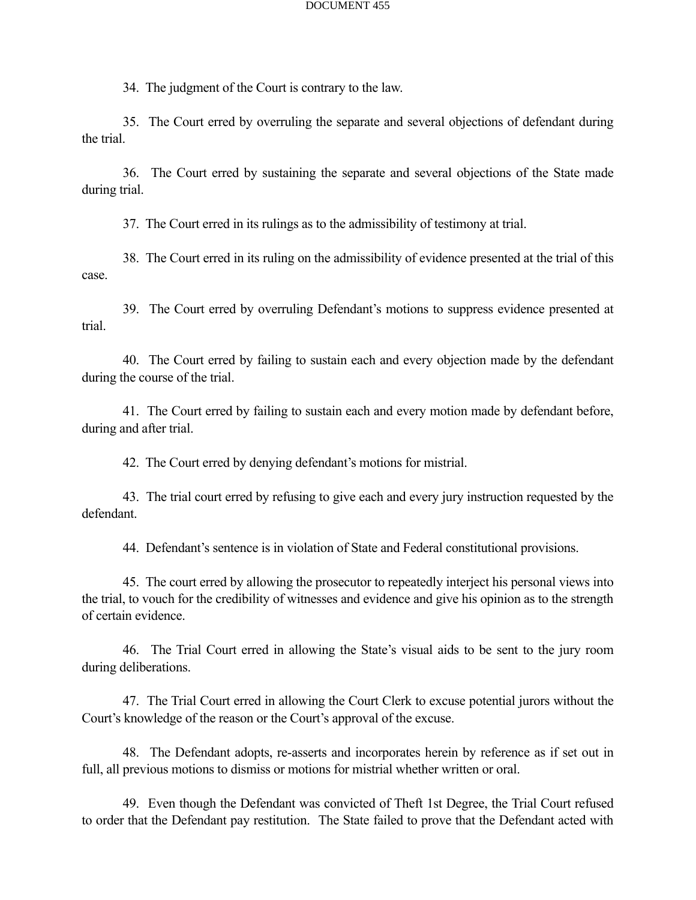34. The judgment of the Court is contrary to the law.

35. The Court erred by overruling the separate and several objections of defendant during the trial.

36. The Court erred by sustaining the separate and several objections of the State made during trial.

37. The Court erred in its rulings as to the admissibility of testimony at trial.

38. The Court erred in its ruling on the admissibility of evidence presented at the trial of this case.

39. The Court erred by overruling Defendant's motions to suppress evidence presented at trial.

40. The Court erred by failing to sustain each and every objection made by the defendant during the course of the trial.

41. The Court erred by failing to sustain each and every motion made by defendant before, during and after trial.

42. The Court erred by denying defendant's motions for mistrial.

43. The trial court erred by refusing to give each and every jury instruction requested by the defendant.

44. Defendant's sentence is in violation of State and Federal constitutional provisions.

45. The court erred by allowing the prosecutor to repeatedly interject his personal views into the trial, to vouch for the credibility of witnesses and evidence and give his opinion as to the strength of certain evidence.

46. The Trial Court erred in allowing the State's visual aids to be sent to the jury room during deliberations.

47. The Trial Court erred in allowing the Court Clerk to excuse potential jurors without the Court's knowledge of the reason or the Court's approval of the excuse.

48. The Defendant adopts, re-asserts and incorporates herein by reference as if set out in full, all previous motions to dismiss or motions for mistrial whether written or oral.

49. Even though the Defendant was convicted of Theft 1st Degree, the Trial Court refused to order that the Defendant pay restitution. The State failed to prove that the Defendant acted with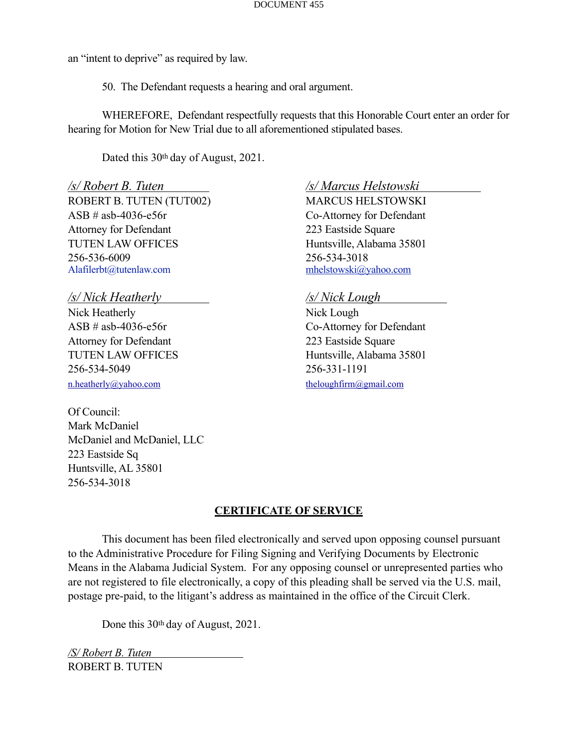an "intent to deprive" as required by law.

50. The Defendant requests a hearing and oral argument.

WHEREFORE, Defendant respectfully requests that this Honorable Court enter an order for hearing for Motion for New Trial due to all aforementioned stipulated bases.

Dated this 30th day of August, 2021.

*/s/ Robert B. Tuten*
ROBERT B. TUTEN (TUT002)
ASB # asb-4036-e56r
Attorney for Defendant
TUTEN LAW OFFICES
256-536-6009
Alafilerbt@tutenlaw.com

*/s/ Marcus Helstowski*
MARCUS HELSTOWSKI
Co-Attorney for Defendant
223 Eastside Square
Huntsville, Alabama 35801
256-534-3018
mhelstowski@yahoo.com

*/s/ Nick Heatherly*
Nick Heatherly
ASB # asb-4036-e56r
Attorney for Defendant
TUTEN LAW OFFICES
256-534-5049
n.heatherly@yahoo.com

*/s/ Nick Lough*
Nick Lough
Co-Attorney for Defendant
223 Eastside Square
Huntsville, Alabama 35801
256-331-1191
theloughfirm@gmail.com

Of Council:
Mark McDaniel
McDaniel and McDaniel, LLC
223 Eastside Sq
Huntsville, AL 35801
256-534-3018

## CERTIFICATE OF SERVICE

This document has been filed electronically and served upon opposing counsel pursuant to the Administrative Procedure for Filing Signing and Verifying Documents by Electronic Means in the Alabama Judicial System. For any opposing counsel or unrepresented parties who are not registered to file electronically, a copy of this pleading shall be served via the U.S. mail, postage pre-paid, to the litigant's address as maintained in the office of the Circuit Clerk.

Done this 30th day of August, 2021.

*/S/ Robert B. Tuten*
ROBERT B. TUTEN